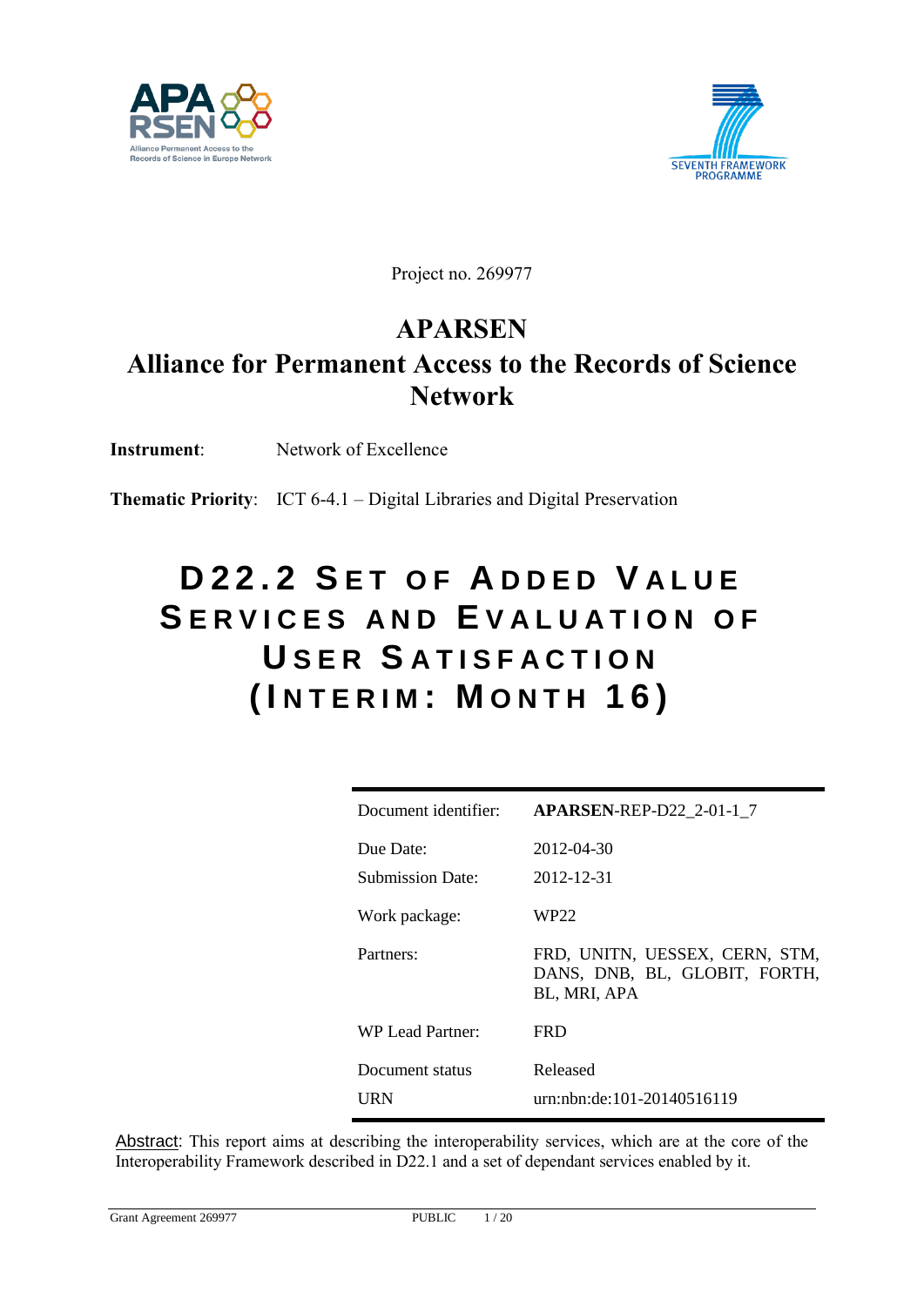Project no. 269977

# APARSEN

# Alliance for Permanent Access to the Records of Science Network

**Instrument**: Network of Excellence

**Thematic Priority**: ICT 6-4.1 – Digital Libraries and Digital Preservation

# D22.2 Set of Added Value Services and Evaluation of User Satisfaction (Interim: Month 16)

| | |
|---|---|
| Document identifier: | **APARSEN**-REP-D22_2-01-1_7 |
| Due Date: | 2012-04-30 |
| Submission Date: | 2012-12-31 |
| Work package: | WP22 |
| Partners: | FRD, UNITN, UESSEX, CERN, STM, DANS, DNB, BL, GLOBIT, FORTH, BL, MRI, APA |
| WP Lead Partner: | FRD |
| Document status | Released |
| URN | urn:nbn:de:101-20140516119 |

Abstract: This report aims at describing the interoperability services, which are at the core of the Interoperability Framework described in D22.1 and a set of dependant services enabled by it.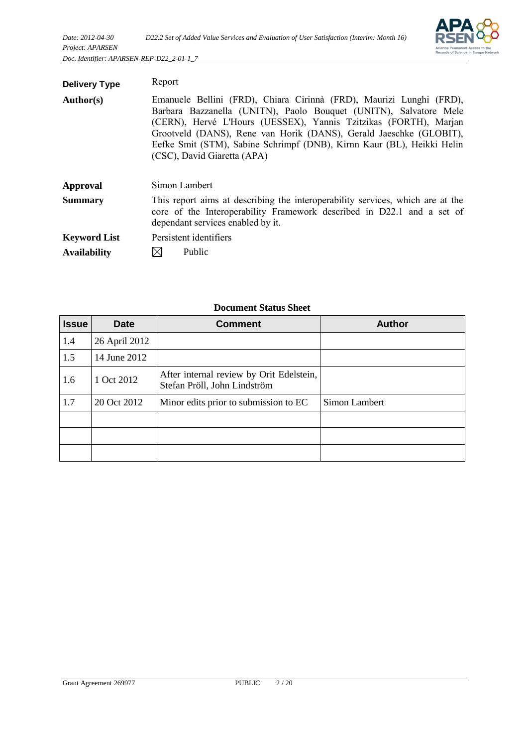**Delivery Type** Report

**Author(s)** Emanuele Bellini (FRD), Chiara Cirinnà (FRD), Maurizi Lunghi (FRD), Barbara Bazzanella (UNITN), Paolo Bouquet (UNITN), Salvatore Mele (CERN), Hervé L'Hours (UESSEX), Yannis Tzitzikas (FORTH), Marjan Grootveld (DANS), Rene van Horik (DANS), Gerald Jaeschke (GLOBIT), Eefke Smit (STM), Sabine Schrimpf (DNB), Kirnn Kaur (BL), Heikki Helin (CSC), David Giaretta (APA)

**Approval** Simon Lambert

**Summary** This report aims at describing the interoperability services, which are at the core of the Interoperability Framework described in D22.1 and a set of dependant services enabled by it.

**Keyword List** Persistent identifiers

**Availability** ☒ Public

**Document Status Sheet**

| Issue | Date | Comment | Author |
|---|---|---|---|
| 1.4 | 26 April 2012 | | |
| 1.5 | 14 June 2012 | | |
| 1.6 | 1 Oct 2012 | After internal review by Orit Edelstein, Stefan Pröll, John Lindström | |
| 1.7 | 20 Oct 2012 | Minor edits prior to submission to EC | Simon Lambert |
| | | | |
| | | | |
| | | | |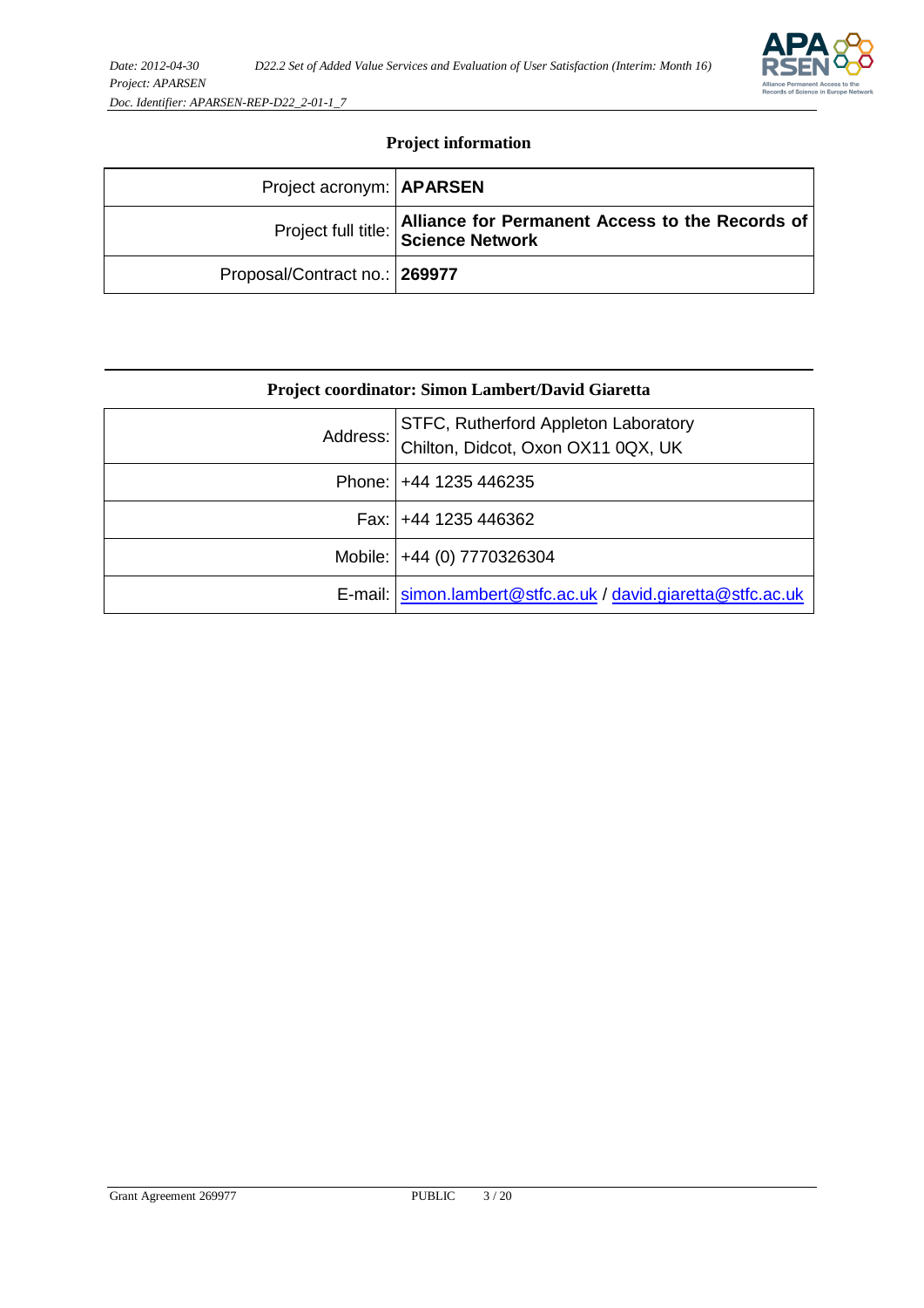## Project information

| Project acronym: | **APARSEN** |
|---|---|
| Project full title: | **Alliance for Permanent Access to the Records of Science Network** |
| Proposal/Contract no.: | **269977** |

## Project coordinator: Simon Lambert/David Giaretta

| Address: | STFC, Rutherford Appleton Laboratory<br>Chilton, Didcot, Oxon OX11 0QX, UK |
|---|---|
| Phone: | +44 1235 446235 |
| Fax: | +44 1235 446362 |
| Mobile: | +44 (0) 7770326304 |
| E-mail: | simon.lambert@stfc.ac.uk / david.giaretta@stfc.ac.uk |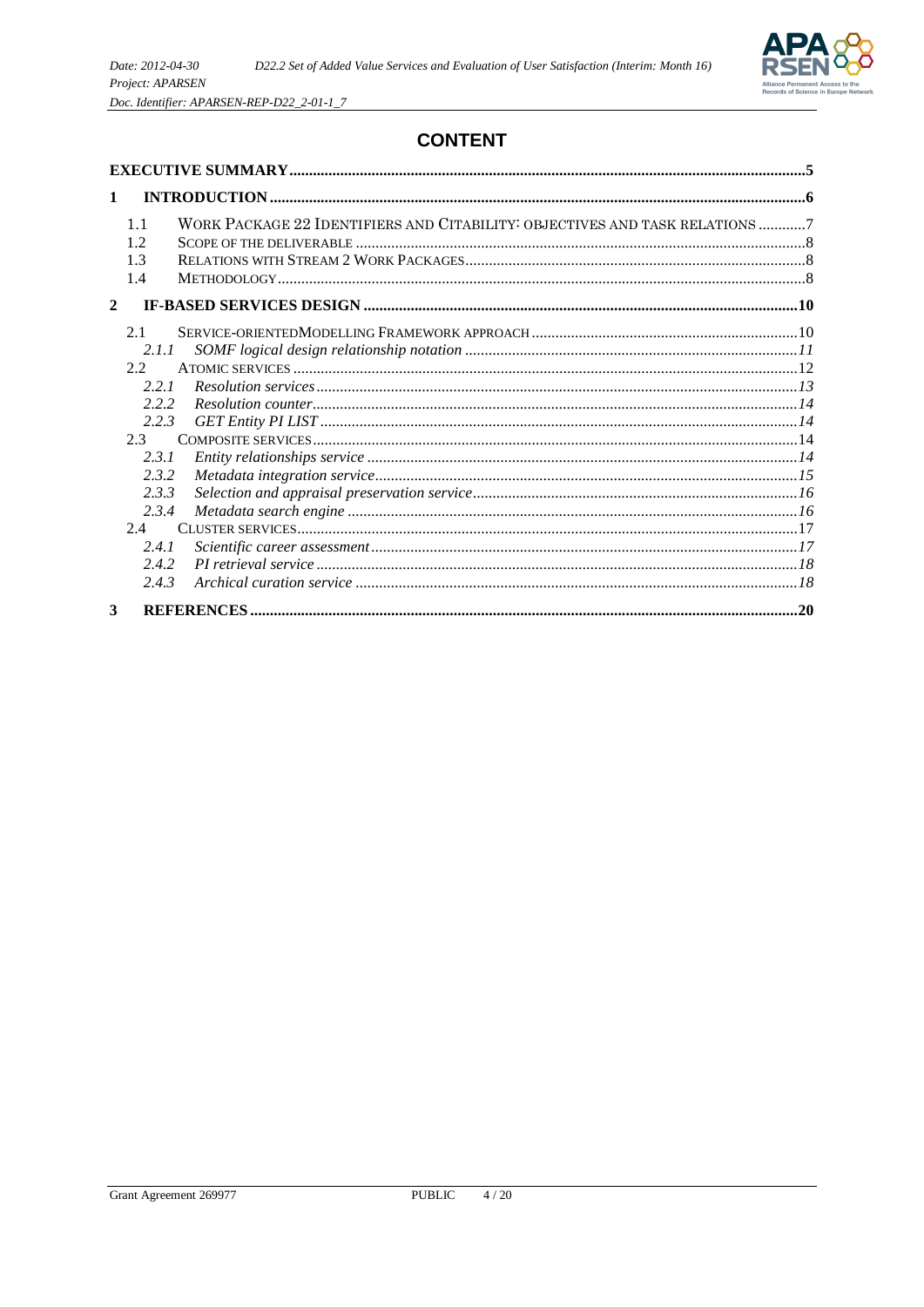# CONTENT

**EXECUTIVE SUMMARY** .......... 5

**1 INTRODUCTION** .......... 6

- 1.1 WORK PACKAGE 22 IDENTIFIERS AND CITABILITY: OBJECTIVES AND TASK RELATIONS .......... 7
- 1.2 SCOPE OF THE DELIVERABLE .......... 8
- 1.3 RELATIONS WITH STREAM 2 WORK PACKAGES .......... 8
- 1.4 METHODOLOGY .......... 8

**2 IF-BASED SERVICES DESIGN** .......... 10

- 2.1 SERVICE-ORIENTEDMODELLING FRAMEWORK APPROACH .......... 10
  - *2.1.1 SOMF logical design relationship notation* .......... 11
- 2.2 ATOMIC SERVICES .......... 12
  - *2.2.1 Resolution services* .......... 13
  - *2.2.2 Resolution counter* .......... 14
  - *2.2.3 GET Entity PI LIST* .......... 14
- 2.3 COMPOSITE SERVICES .......... 14
  - *2.3.1 Entity relationships service* .......... 14
  - *2.3.2 Metadata integration service* .......... 15
  - *2.3.3 Selection and appraisal preservation service* .......... 16
  - *2.3.4 Metadata search engine* .......... 16
- 2.4 CLUSTER SERVICES .......... 17
  - *2.4.1 Scientific career assessment* .......... 17
  - *2.4.2 PI retrieval service* .......... 18
  - *2.4.3 Archical curation service* .......... 18

**3 REFERENCES** .......... 20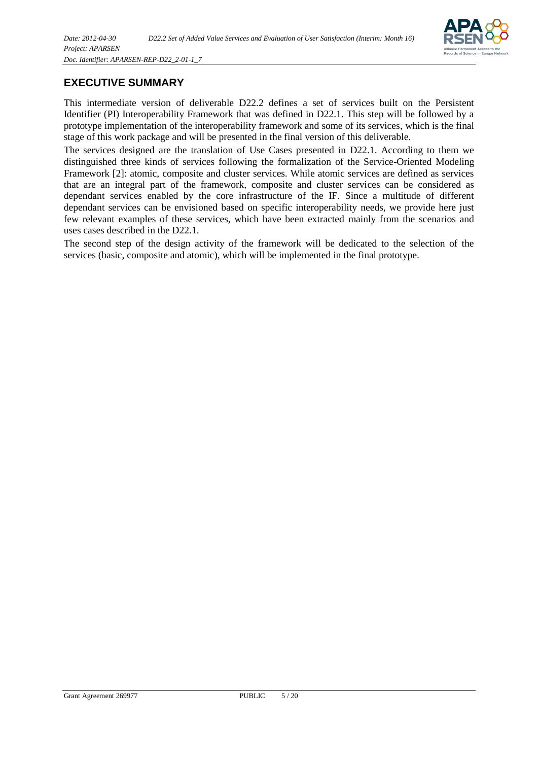## EXECUTIVE SUMMARY

This intermediate version of deliverable D22.2 defines a set of services built on the Persistent Identifier (PI) Interoperability Framework that was defined in D22.1. This step will be followed by a prototype implementation of the interoperability framework and some of its services, which is the final stage of this work package and will be presented in the final version of this deliverable.

The services designed are the translation of Use Cases presented in D22.1. According to them we distinguished three kinds of services following the formalization of the Service-Oriented Modeling Framework [2]: atomic, composite and cluster services. While atomic services are defined as services that are an integral part of the framework, composite and cluster services can be considered as dependant services enabled by the core infrastructure of the IF. Since a multitude of different dependant services can be envisioned based on specific interoperability needs, we provide here just few relevant examples of these services, which have been extracted mainly from the scenarios and uses cases described in the D22.1.

The second step of the design activity of the framework will be dedicated to the selection of the services (basic, composite and atomic), which will be implemented in the final prototype.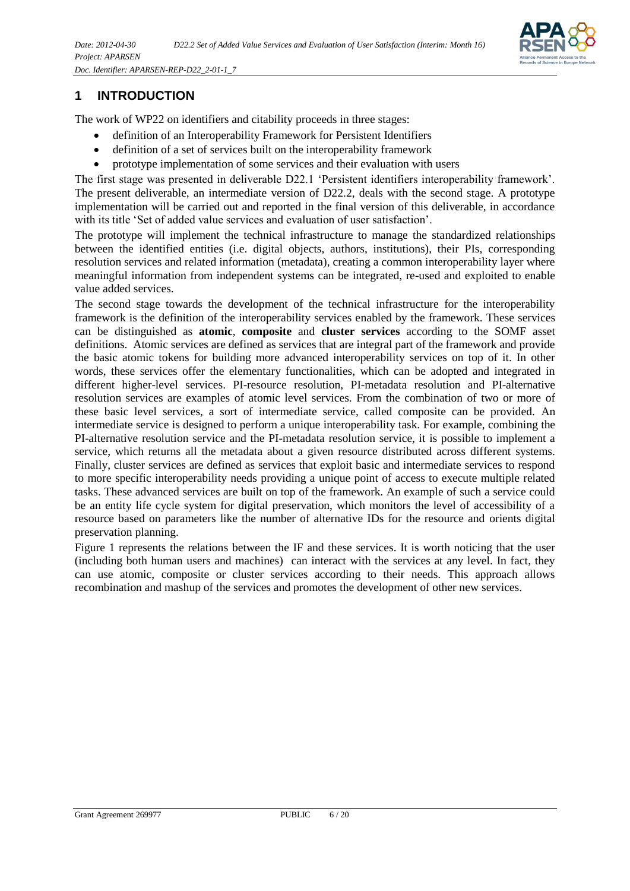# 1 INTRODUCTION

The work of WP22 on identifiers and citability proceeds in three stages:

- definition of an Interoperability Framework for Persistent Identifiers
- definition of a set of services built on the interoperability framework
- prototype implementation of some services and their evaluation with users

The first stage was presented in deliverable D22.1 'Persistent identifiers interoperability framework'. The present deliverable, an intermediate version of D22.2, deals with the second stage. A prototype implementation will be carried out and reported in the final version of this deliverable, in accordance with its title 'Set of added value services and evaluation of user satisfaction'.

The prototype will implement the technical infrastructure to manage the standardized relationships between the identified entities (i.e. digital objects, authors, institutions), their PIs, corresponding resolution services and related information (metadata), creating a common interoperability layer where meaningful information from independent systems can be integrated, re-used and exploited to enable value added services.

The second stage towards the development of the technical infrastructure for the interoperability framework is the definition of the interoperability services enabled by the framework. These services can be distinguished as **atomic**, **composite** and **cluster services** according to the SOMF asset definitions. Atomic services are defined as services that are integral part of the framework and provide the basic atomic tokens for building more advanced interoperability services on top of it. In other words, these services offer the elementary functionalities, which can be adopted and integrated in different higher-level services. PI-resource resolution, PI-metadata resolution and PI-alternative resolution services are examples of atomic level services. From the combination of two or more of these basic level services, a sort of intermediate service, called composite can be provided. An intermediate service is designed to perform a unique interoperability task. For example, combining the PI-alternative resolution service and the PI-metadata resolution service, it is possible to implement a service, which returns all the metadata about a given resource distributed across different systems. Finally, cluster services are defined as services that exploit basic and intermediate services to respond to more specific interoperability needs providing a unique point of access to execute multiple related tasks. These advanced services are built on top of the framework. An example of such a service could be an entity life cycle system for digital preservation, which monitors the level of accessibility of a resource based on parameters like the number of alternative IDs for the resource and orients digital preservation planning.

Figure 1 represents the relations between the IF and these services. It is worth noticing that the user (including both human users and machines) can interact with the services at any level. In fact, they can use atomic, composite or cluster services according to their needs. This approach allows recombination and mashup of the services and promotes the development of other new services.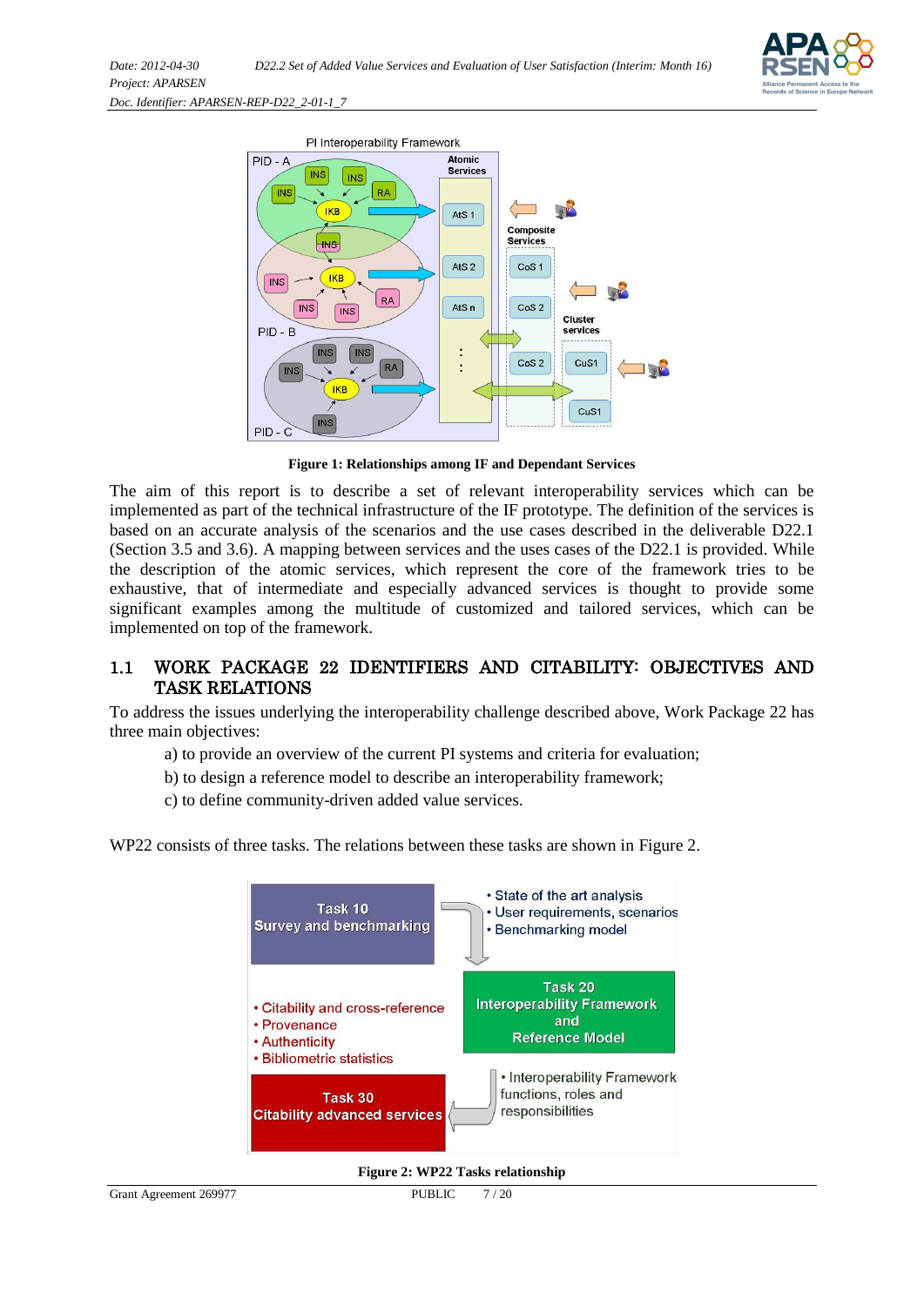Figure 1: Relationships among IF and Dependant Services

The aim of this report is to describe a set of relevant interoperability services which can be implemented as part of the technical infrastructure of the IF prototype. The definition of the services is based on an accurate analysis of the scenarios and the use cases described in the deliverable D22.1 (Section 3.5 and 3.6). A mapping between services and the uses cases of the D22.1 is provided. While the description of the atomic services, which represent the core of the framework tries to be exhaustive, that of intermediate and especially advanced services is thought to provide some significant examples among the multitude of customized and tailored services, which can be implemented on top of the framework.

## 1.1 WORK PACKAGE 22 IDENTIFIERS AND CITABILITY: OBJECTIVES AND TASK RELATIONS

To address the issues underlying the interoperability challenge described above, Work Package 22 has three main objectives:

a) to provide an overview of the current PI systems and criteria for evaluation;

b) to design a reference model to describe an interoperability framework;

c) to define community-driven added value services.

WP22 consists of three tasks. The relations between these tasks are shown in Figure 2.

Figure 2: WP22 Tasks relationship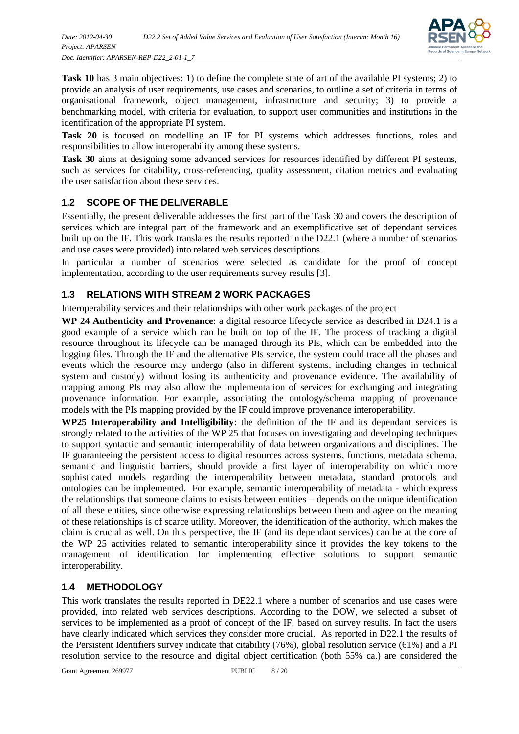**Task 10** has 3 main objectives: 1) to define the complete state of art of the available PI systems; 2) to provide an analysis of user requirements, use cases and scenarios, to outline a set of criteria in terms of organisational framework, object management, infrastructure and security; 3) to provide a benchmarking model, with criteria for evaluation, to support user communities and institutions in the identification of the appropriate PI system.

**Task 20** is focused on modelling an IF for PI systems which addresses functions, roles and responsibilities to allow interoperability among these systems.

**Task 30** aims at designing some advanced services for resources identified by different PI systems, such as services for citability, cross-referencing, quality assessment, citation metrics and evaluating the user satisfaction about these services.

## 1.2 SCOPE OF THE DELIVERABLE

Essentially, the present deliverable addresses the first part of the Task 30 and covers the description of services which are integral part of the framework and an exemplificative set of dependant services built up on the IF. This work translates the results reported in the D22.1 (where a number of scenarios and use cases were provided) into related web services descriptions.

In particular a number of scenarios were selected as candidate for the proof of concept implementation, according to the user requirements survey results [3].

## 1.3 RELATIONS WITH STREAM 2 WORK PACKAGES

Interoperability services and their relationships with other work packages of the project

**WP 24 Authenticity and Provenance**: a digital resource lifecycle service as described in D24.1 is a good example of a service which can be built on top of the IF. The process of tracking a digital resource throughout its lifecycle can be managed through its PIs, which can be embedded into the logging files. Through the IF and the alternative PIs service, the system could trace all the phases and events which the resource may undergo (also in different systems, including changes in technical system and custody) without losing its authenticity and provenance evidence. The availability of mapping among PIs may also allow the implementation of services for exchanging and integrating provenance information. For example, associating the ontology/schema mapping of provenance models with the PIs mapping provided by the IF could improve provenance interoperability.

**WP25 Interoperability and Intelligibility**: the definition of the IF and its dependant services is strongly related to the activities of the WP 25 that focuses on investigating and developing techniques to support syntactic and semantic interoperability of data between organizations and disciplines. The IF guaranteeing the persistent access to digital resources across systems, functions, metadata schema, semantic and linguistic barriers, should provide a first layer of interoperability on which more sophisticated models regarding the interoperability between metadata, standard protocols and ontologies can be implemented. For example, semantic interoperability of metadata - which express the relationships that someone claims to exists between entities – depends on the unique identification of all these entities, since otherwise expressing relationships between them and agree on the meaning of these relationships is of scarce utility. Moreover, the identification of the authority, which makes the claim is crucial as well. On this perspective, the IF (and its dependant services) can be at the core of the WP 25 activities related to semantic interoperability since it provides the key tokens to the management of identification for implementing effective solutions to support semantic interoperability.

## 1.4 METHODOLOGY

This work translates the results reported in DE22.1 where a number of scenarios and use cases were provided, into related web services descriptions. According to the DOW, we selected a subset of services to be implemented as a proof of concept of the IF, based on survey results. In fact the users have clearly indicated which services they consider more crucial. As reported in D22.1 the results of the Persistent Identifiers survey indicate that citability (76%), global resolution service (61%) and a PI resolution service to the resource and digital object certification (both 55% ca.) are considered the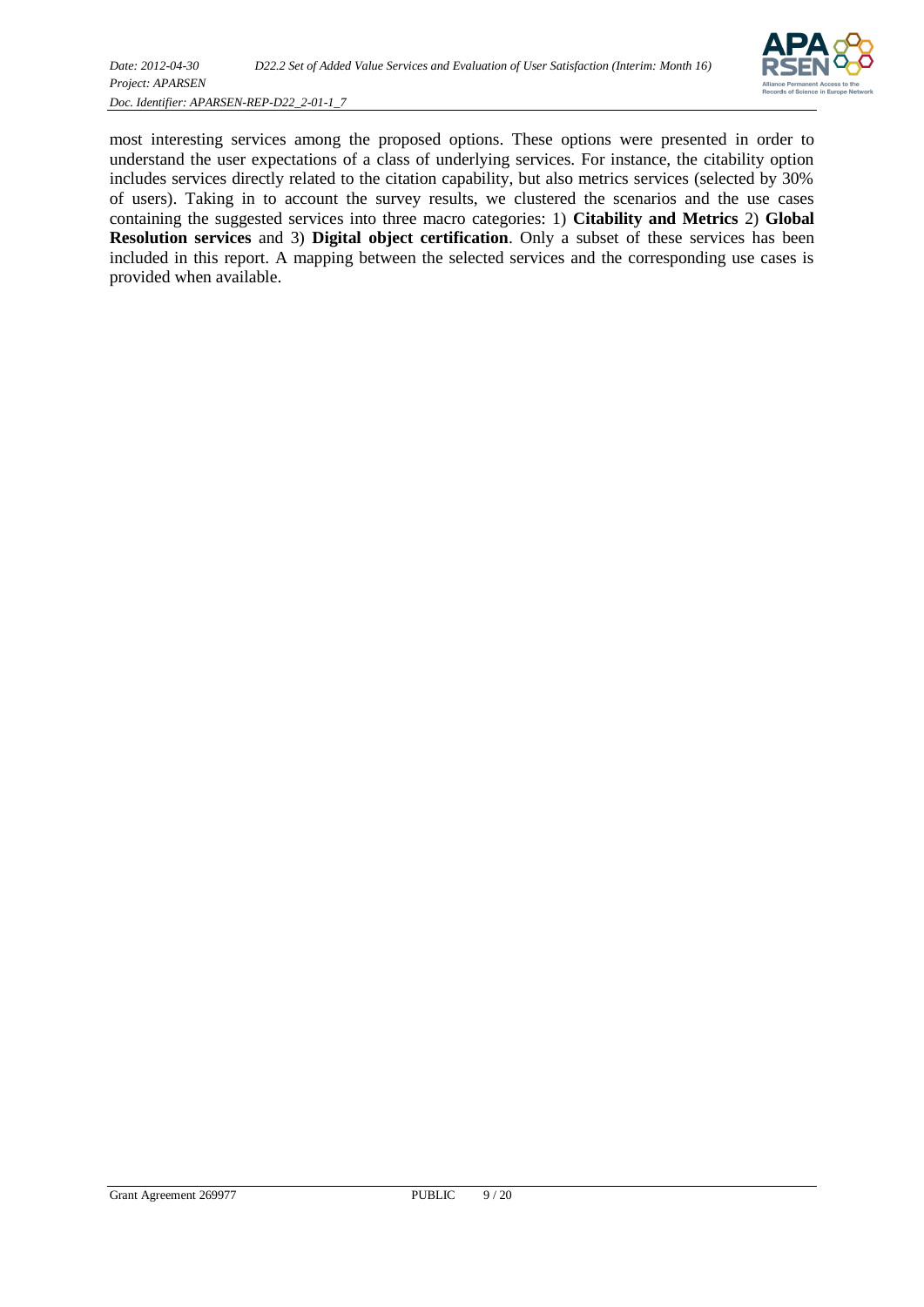most interesting services among the proposed options. These options were presented in order to understand the user expectations of a class of underlying services. For instance, the citability option includes services directly related to the citation capability, but also metrics services (selected by 30% of users). Taking in to account the survey results, we clustered the scenarios and the use cases containing the suggested services into three macro categories: 1) **Citability and Metrics** 2) **Global Resolution services** and 3) **Digital object certification**. Only a subset of these services has been included in this report. A mapping between the selected services and the corresponding use cases is provided when available.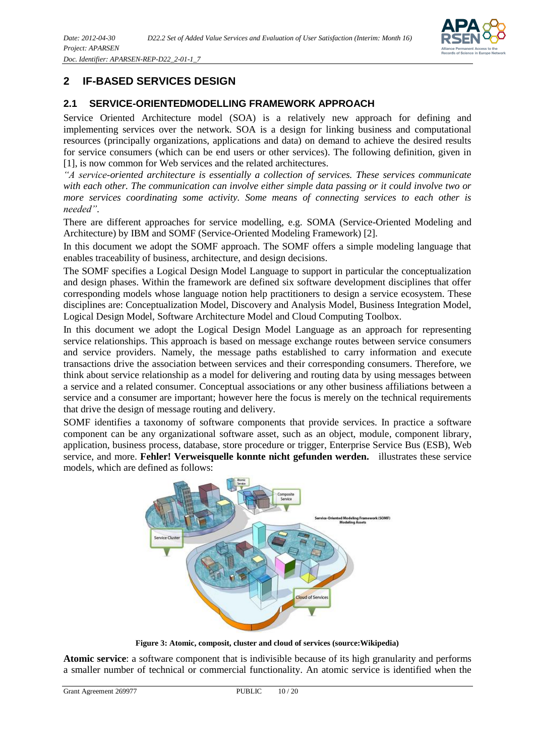## 2 IF-BASED SERVICES DESIGN

### 2.1 SERVICE-ORIENTEDMODELLING FRAMEWORK APPROACH

Service Oriented Architecture model (SOA) is a relatively new approach for defining and implementing services over the network. SOA is a design for linking business and computational resources (principally organizations, applications and data) on demand to achieve the desired results for service consumers (which can be end users or other services). The following definition, given in [1], is now common for Web services and the related architectures.

*"A service-oriented architecture is essentially a collection of services. These services communicate with each other. The communication can involve either simple data passing or it could involve two or more services coordinating some activity. Some means of connecting services to each other is needed".*

There are different approaches for service modelling, e.g. SOMA (Service-Oriented Modeling and Architecture) by IBM and SOMF (Service-Oriented Modeling Framework) [2].

In this document we adopt the SOMF approach. The SOMF offers a simple modeling language that enables traceability of business, architecture, and design decisions.

The SOMF specifies a Logical Design Model Language to support in particular the conceptualization and design phases. Within the framework are defined six software development disciplines that offer corresponding models whose language notion help practitioners to design a service ecosystem. These disciplines are: Conceptualization Model, Discovery and Analysis Model, Business Integration Model, Logical Design Model, Software Architecture Model and Cloud Computing Toolbox.

In this document we adopt the Logical Design Model Language as an approach for representing service relationships. This approach is based on message exchange routes between service consumers and service providers. Namely, the message paths established to carry information and execute transactions drive the association between services and their corresponding consumers. Therefore, we think about service relationship as a model for delivering and routing data by using messages between a service and a related consumer. Conceptual associations or any other business affiliations between a service and a consumer are important; however here the focus is merely on the technical requirements that drive the design of message routing and delivery.

SOMF identifies a taxonomy of software components that provide services. In practice a software component can be any organizational software asset, such as an object, module, component library, application, business process, database, store procedure or trigger, Enterprise Service Bus (ESB), Web service, and more. **Fehler! Verweisquelle konnte nicht gefunden werden.** illustrates these service models, which are defined as follows:

**Figure 3: Atomic, composit, cluster and cloud of services (source:Wikipedia)**

**Atomic service**: a software component that is indivisible because of its high granularity and performs a smaller number of technical or commercial functionality. An atomic service is identified when the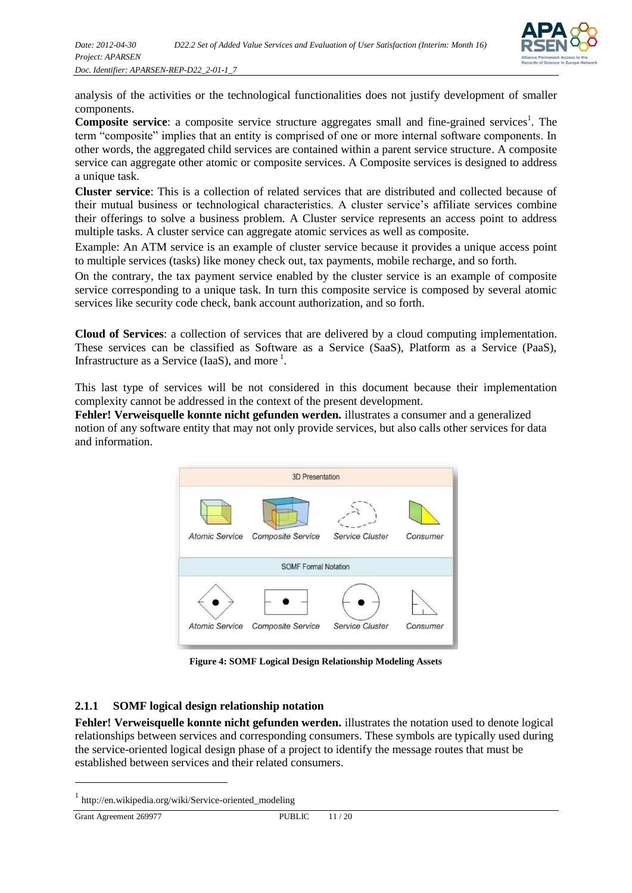analysis of the activities or the technological functionalities does not justify development of smaller components.

**Composite service**: a composite service structure aggregates small and fine-grained services[1]. The term "composite" implies that an entity is comprised of one or more internal software components. In other words, the aggregated child services are contained within a parent service structure. A composite service can aggregate other atomic or composite services. A Composite services is designed to address a unique task.

**Cluster service**: This is a collection of related services that are distributed and collected because of their mutual business or technological characteristics. A cluster service's affiliate services combine their offerings to solve a business problem. A Cluster service represents an access point to address multiple tasks. A cluster service can aggregate atomic services as well as composite.

Example: An ATM service is an example of cluster service because it provides a unique access point to multiple services (tasks) like money check out, tax payments, mobile recharge, and so forth.

On the contrary, the tax payment service enabled by the cluster service is an example of composite service corresponding to a unique task. In turn this composite service is composed by several atomic services like security code check, bank account authorization, and so forth.

**Cloud of Services**: a collection of services that are delivered by a cloud computing implementation. These services can be classified as Software as a Service (SaaS), Platform as a Service (PaaS), Infrastructure as a Service (IaaS), and more [1].

This last type of services will be not considered in this document because their implementation complexity cannot be addressed in the context of the present development.

**Fehler! Verweisquelle konnte nicht gefunden werden.** illustrates a consumer and a generalized notion of any software entity that may not only provide services, but also calls other services for data and information.

**Figure 4: SOMF Logical Design Relationship Modeling Assets**

### 2.1.1 SOMF logical design relationship notation

**Fehler! Verweisquelle konnte nicht gefunden werden.** illustrates the notation used to denote logical relationships between services and corresponding consumers. These symbols are typically used during the service-oriented logical design phase of a project to identify the message routes that must be established between services and their related consumers.

[1] http://en.wikipedia.org/wiki/Service-oriented_modeling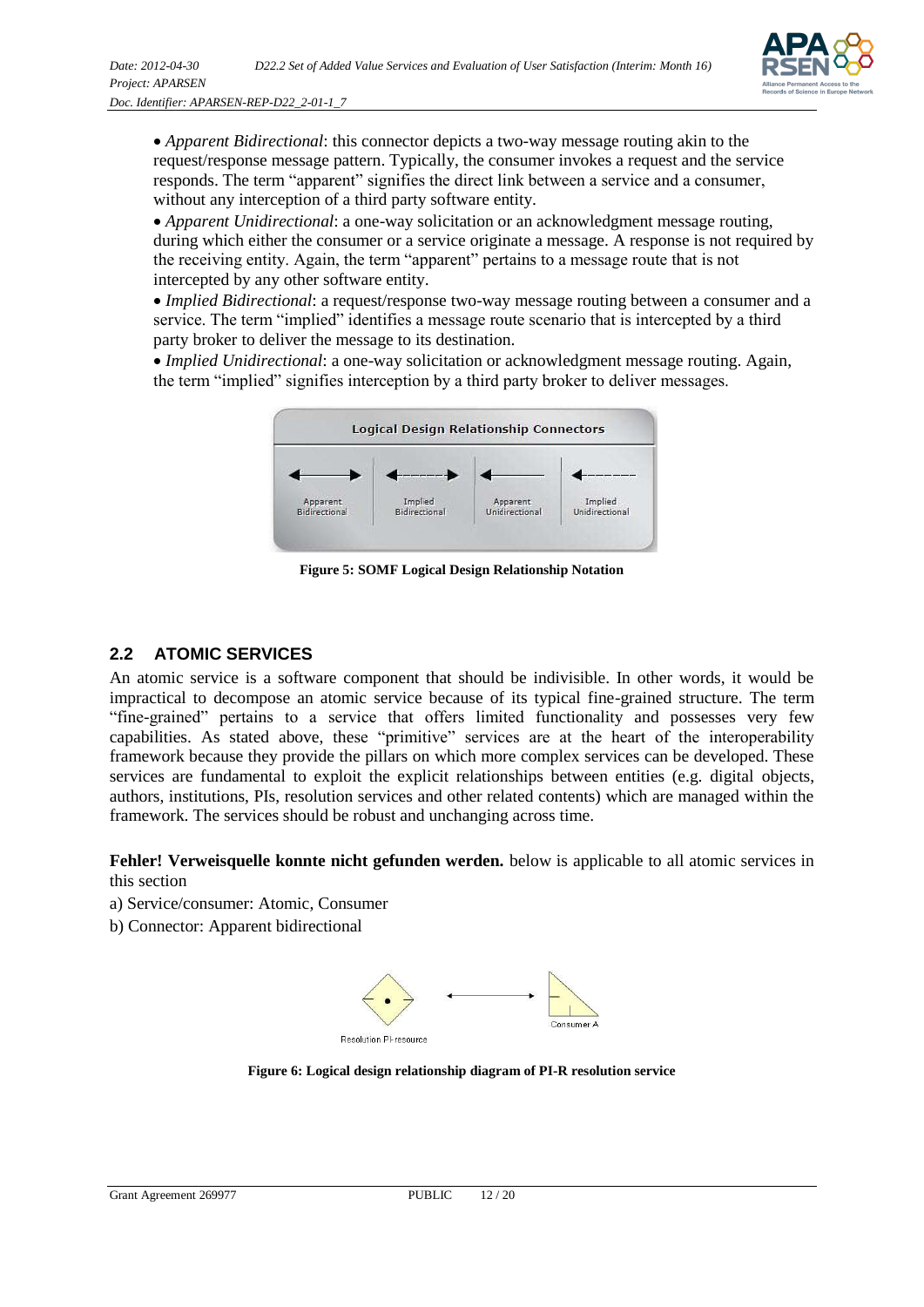- *Apparent Bidirectional*: this connector depicts a two-way message routing akin to the request/response message pattern. Typically, the consumer invokes a request and the service responds. The term "apparent" signifies the direct link between a service and a consumer, without any interception of a third party software entity.
- *Apparent Unidirectional*: a one-way solicitation or an acknowledgment message routing, during which either the consumer or a service originate a message. A response is not required by the receiving entity. Again, the term "apparent" pertains to a message route that is not intercepted by any other software entity.
- *Implied Bidirectional*: a request/response two-way message routing between a consumer and a service. The term "implied" identifies a message route scenario that is intercepted by a third party broker to deliver the message to its destination.
- *Implied Unidirectional*: a one-way solicitation or acknowledgment message routing. Again, the term "implied" signifies interception by a third party broker to deliver messages.

**Figure 5: SOMF Logical Design Relationship Notation**

## 2.2 ATOMIC SERVICES

An atomic service is a software component that should be indivisible. In other words, it would be impractical to decompose an atomic service because of its typical fine-grained structure. The term "fine-grained" pertains to a service that offers limited functionality and possesses very few capabilities. As stated above, these "primitive" services are at the heart of the interoperability framework because they provide the pillars on which more complex services can be developed. These services are fundamental to exploit the explicit relationships between entities (e.g. digital objects, authors, institutions, PIs, resolution services and other related contents) which are managed within the framework. The services should be robust and unchanging across time.

**Fehler! Verweisquelle konnte nicht gefunden werden.** below is applicable to all atomic services in this section

a) Service/consumer: Atomic, Consumer

b) Connector: Apparent bidirectional

**Figure 6: Logical design relationship diagram of PI-R resolution service**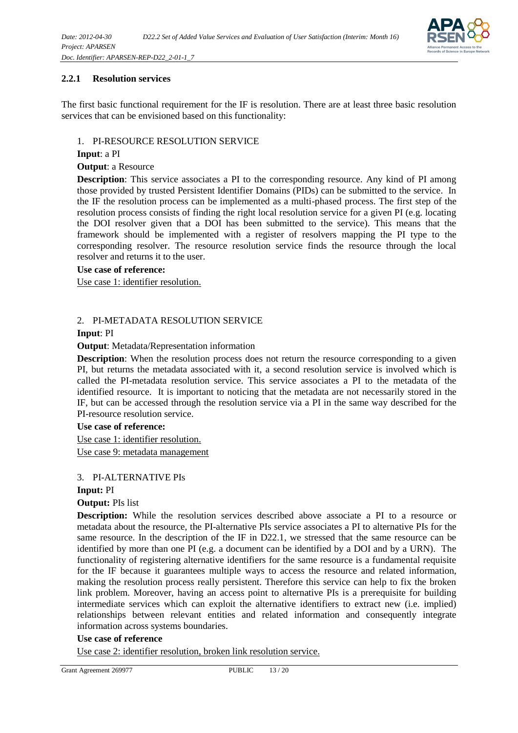### 2.2.1 Resolution services

The first basic functional requirement for the IF is resolution. There are at least three basic resolution services that can be envisioned based on this functionality:

1. PI-RESOURCE RESOLUTION SERVICE

**Input**: a PI

**Output**: a Resource

**Description**: This service associates a PI to the corresponding resource. Any kind of PI among those provided by trusted Persistent Identifier Domains (PIDs) can be submitted to the service. In the IF the resolution process can be implemented as a multi-phased process. The first step of the resolution process consists of finding the right local resolution service for a given PI (e.g. locating the DOI resolver given that a DOI has been submitted to the service). This means that the framework should be implemented with a register of resolvers mapping the PI type to the corresponding resolver. The resource resolution service finds the resource through the local resolver and returns it to the user.

**Use case of reference:**

Use case 1: identifier resolution.

2. PI-METADATA RESOLUTION SERVICE

**Input**: PI

**Output**: Metadata/Representation information

**Description**: When the resolution process does not return the resource corresponding to a given PI, but returns the metadata associated with it, a second resolution service is involved which is called the PI-metadata resolution service. This service associates a PI to the metadata of the identified resource. It is important to noticing that the metadata are not necessarily stored in the IF, but can be accessed through the resolution service via a PI in the same way described for the PI-resource resolution service.

**Use case of reference:**

Use case 1: identifier resolution.

Use case 9: metadata management

3. PI-ALTERNATIVE PIs

**Input:** PI

**Output:** PIs list

**Description:** While the resolution services described above associate a PI to a resource or metadata about the resource, the PI-alternative PIs service associates a PI to alternative PIs for the same resource. In the description of the IF in D22.1, we stressed that the same resource can be identified by more than one PI (e.g. a document can be identified by a DOI and by a URN). The functionality of registering alternative identifiers for the same resource is a fundamental requisite for the IF because it guarantees multiple ways to access the resource and related information, making the resolution process really persistent. Therefore this service can help to fix the broken link problem. Moreover, having an access point to alternative PIs is a prerequisite for building intermediate services which can exploit the alternative identifiers to extract new (i.e. implied) relationships between relevant entities and related information and consequently integrate information across systems boundaries.

**Use case of reference**

Use case 2: identifier resolution, broken link resolution service.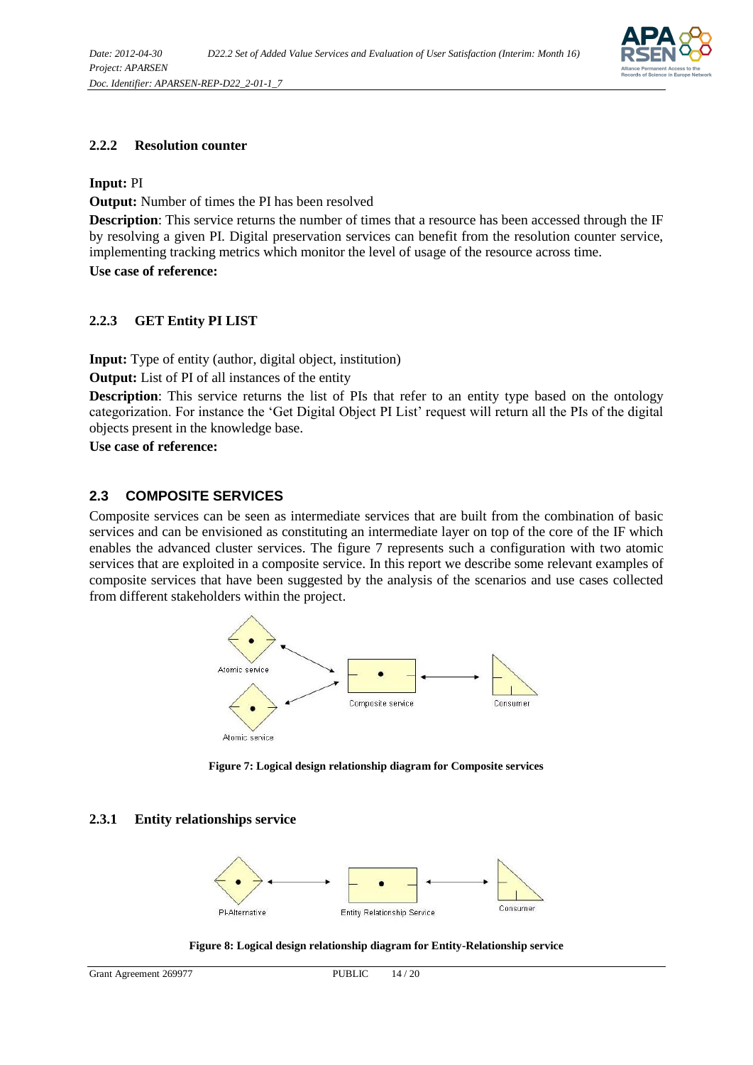### 2.2.2 Resolution counter

**Input:** PI

**Output:** Number of times the PI has been resolved

**Description**: This service returns the number of times that a resource has been accessed through the IF by resolving a given PI. Digital preservation services can benefit from the resolution counter service, implementing tracking metrics which monitor the level of usage of the resource across time.

**Use case of reference:**

### 2.2.3 GET Entity PI LIST

**Input:** Type of entity (author, digital object, institution)

**Output:** List of PI of all instances of the entity

**Description**: This service returns the list of PIs that refer to an entity type based on the ontology categorization. For instance the 'Get Digital Object PI List' request will return all the PIs of the digital objects present in the knowledge base.

**Use case of reference:**

## 2.3 COMPOSITE SERVICES

Composite services can be seen as intermediate services that are built from the combination of basic services and can be envisioned as constituting an intermediate layer on top of the core of the IF which enables the advanced cluster services. The figure 7 represents such a configuration with two atomic services that are exploited in a composite service. In this report we describe some relevant examples of composite services that have been suggested by the analysis of the scenarios and use cases collected from different stakeholders within the project.

**Figure 7: Logical design relationship diagram for Composite services**

### 2.3.1 Entity relationships service

**Figure 8: Logical design relationship diagram for Entity-Relationship service**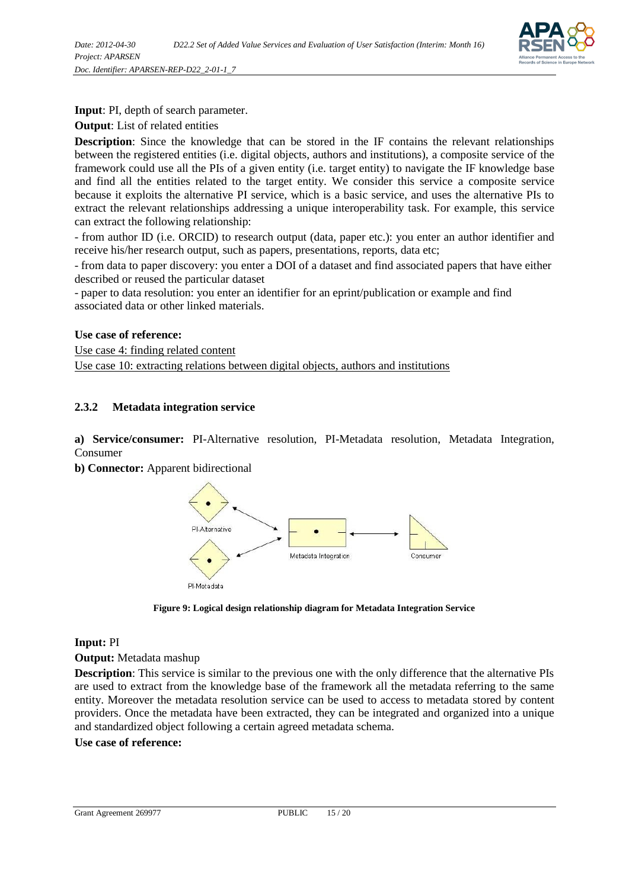**Input**: PI, depth of search parameter.

**Output**: List of related entities

**Description**: Since the knowledge that can be stored in the IF contains the relevant relationships between the registered entities (i.e. digital objects, authors and institutions), a composite service of the framework could use all the PIs of a given entity (i.e. target entity) to navigate the IF knowledge base and find all the entities related to the target entity. We consider this service a composite service because it exploits the alternative PI service, which is a basic service, and uses the alternative PIs to extract the relevant relationships addressing a unique interoperability task. For example, this service can extract the following relationship:

- from author ID (i.e. ORCID) to research output (data, paper etc.): you enter an author identifier and receive his/her research output, such as papers, presentations, reports, data etc;
- from data to paper discovery: you enter a DOI of a dataset and find associated papers that have either described or reused the particular dataset
- paper to data resolution: you enter an identifier for an eprint/publication or example and find associated data or other linked materials.

**Use case of reference:**

Use case 4: finding related content

Use case 10: extracting relations between digital objects, authors and institutions

### 2.3.2 Metadata integration service

**a) Service/consumer:** PI-Alternative resolution, PI-Metadata resolution, Metadata Integration, Consumer

**b) Connector:** Apparent bidirectional

**Figure 9: Logical design relationship diagram for Metadata Integration Service**

**Input:** PI

**Output:** Metadata mashup

**Description**: This service is similar to the previous one with the only difference that the alternative PIs are used to extract from the knowledge base of the framework all the metadata referring to the same entity. Moreover the metadata resolution service can be used to access to metadata stored by content providers. Once the metadata have been extracted, they can be integrated and organized into a unique and standardized object following a certain agreed metadata schema.

**Use case of reference:**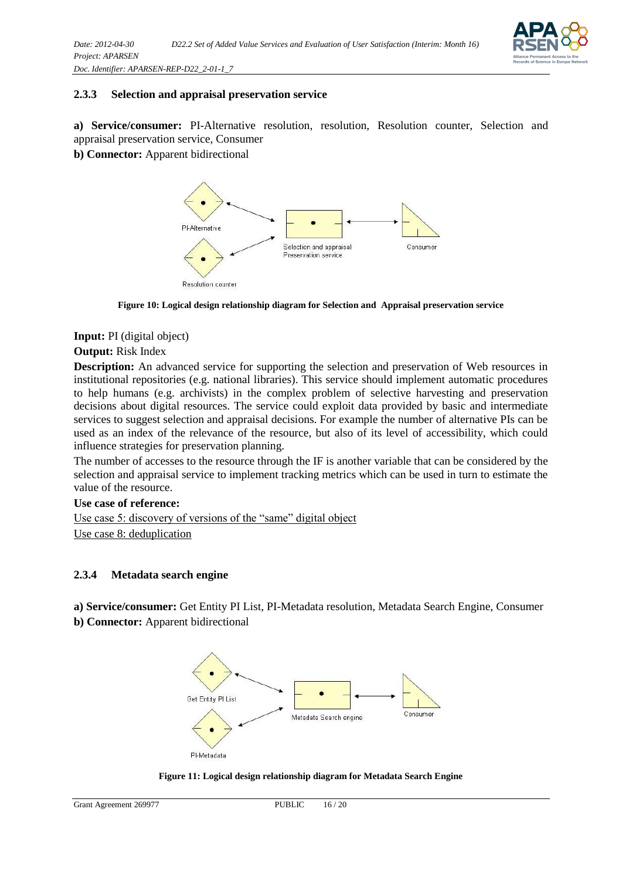### 2.3.3 Selection and appraisal preservation service

**a) Service/consumer:** PI-Alternative resolution, resolution, Resolution counter, Selection and appraisal preservation service, Consumer

**b) Connector:** Apparent bidirectional

**Figure 10: Logical design relationship diagram for Selection and Appraisal preservation service**

**Input:** PI (digital object)

**Output:** Risk Index

**Description:** An advanced service for supporting the selection and preservation of Web resources in institutional repositories (e.g. national libraries). This service should implement automatic procedures to help humans (e.g. archivists) in the complex problem of selective harvesting and preservation decisions about digital resources. The service could exploit data provided by basic and intermediate services to suggest selection and appraisal decisions. For example the number of alternative PIs can be used as an index of the relevance of the resource, but also of its level of accessibility, which could influence strategies for preservation planning.

The number of accesses to the resource through the IF is another variable that can be considered by the selection and appraisal service to implement tracking metrics which can be used in turn to estimate the value of the resource.

**Use case of reference:**

Use case 5: discovery of versions of the "same" digital object

Use case 8: deduplication

### 2.3.4 Metadata search engine

**a) Service/consumer:** Get Entity PI List, PI-Metadata resolution, Metadata Search Engine, Consumer

**b) Connector:** Apparent bidirectional

**Figure 11: Logical design relationship diagram for Metadata Search Engine**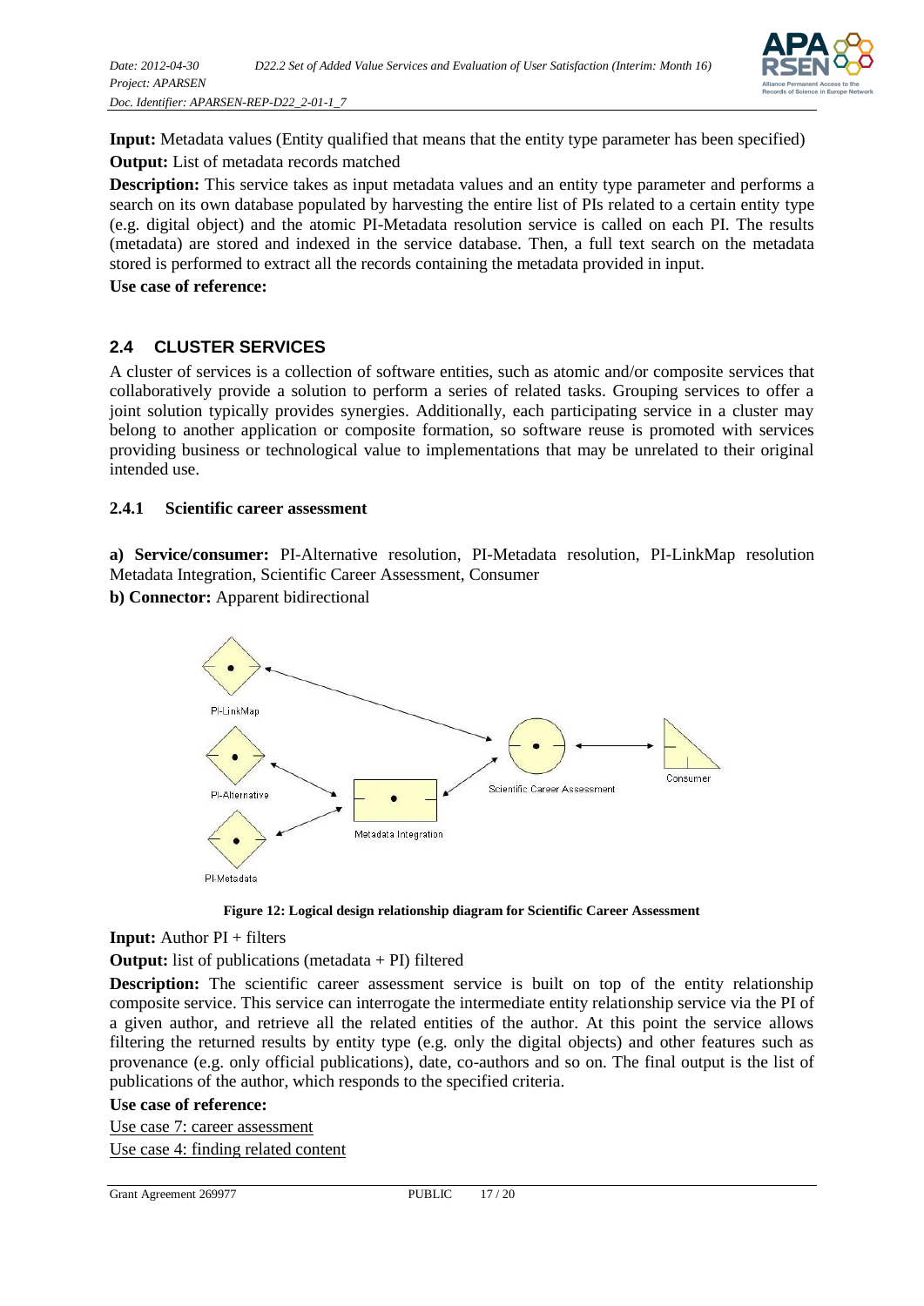**Input:** Metadata values (Entity qualified that means that the entity type parameter has been specified)

**Output:** List of metadata records matched

**Description:** This service takes as input metadata values and an entity type parameter and performs a search on its own database populated by harvesting the entire list of PIs related to a certain entity type (e.g. digital object) and the atomic PI-Metadata resolution service is called on each PI. The results (metadata) are stored and indexed in the service database. Then, a full text search on the metadata stored is performed to extract all the records containing the metadata provided in input.

**Use case of reference:**

## 2.4 CLUSTER SERVICES

A cluster of services is a collection of software entities, such as atomic and/or composite services that collaboratively provide a solution to perform a series of related tasks. Grouping services to offer a joint solution typically provides synergies. Additionally, each participating service in a cluster may belong to another application or composite formation, so software reuse is promoted with services providing business or technological value to implementations that may be unrelated to their original intended use.

### 2.4.1 Scientific career assessment

**a) Service/consumer:** PI-Alternative resolution, PI-Metadata resolution, PI-LinkMap resolution Metadata Integration, Scientific Career Assessment, Consumer

**b) Connector:** Apparent bidirectional

**Figure 12: Logical design relationship diagram for Scientific Career Assessment**

**Input:** Author PI + filters

**Output:** list of publications (metadata + PI) filtered

**Description:** The scientific career assessment service is built on top of the entity relationship composite service. This service can interrogate the intermediate entity relationship service via the PI of a given author, and retrieve all the related entities of the author. At this point the service allows filtering the returned results by entity type (e.g. only the digital objects) and other features such as provenance (e.g. only official publications), date, co-authors and so on. The final output is the list of publications of the author, which responds to the specified criteria.

**Use case of reference:**

Use case 7: career assessment

Use case 4: finding related content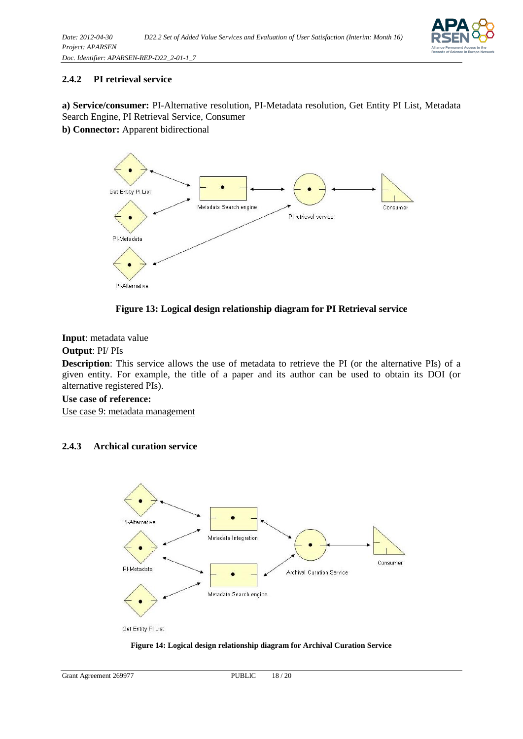### 2.4.2 PI retrieval service

**a) Service/consumer:** PI-Alternative resolution, PI-Metadata resolution, Get Entity PI List, Metadata Search Engine, PI Retrieval Service, Consumer

**b) Connector:** Apparent bidirectional

**Figure 13: Logical design relationship diagram for PI Retrieval service**

**Input**: metadata value

**Output**: PI/ PIs

**Description**: This service allows the use of metadata to retrieve the PI (or the alternative PIs) of a given entity. For example, the title of a paper and its author can be used to obtain its DOI (or alternative registered PIs).

**Use case of reference:**

Use case 9: metadata management

### 2.4.3 Archical curation service

**Figure 14: Logical design relationship diagram for Archival Curation Service**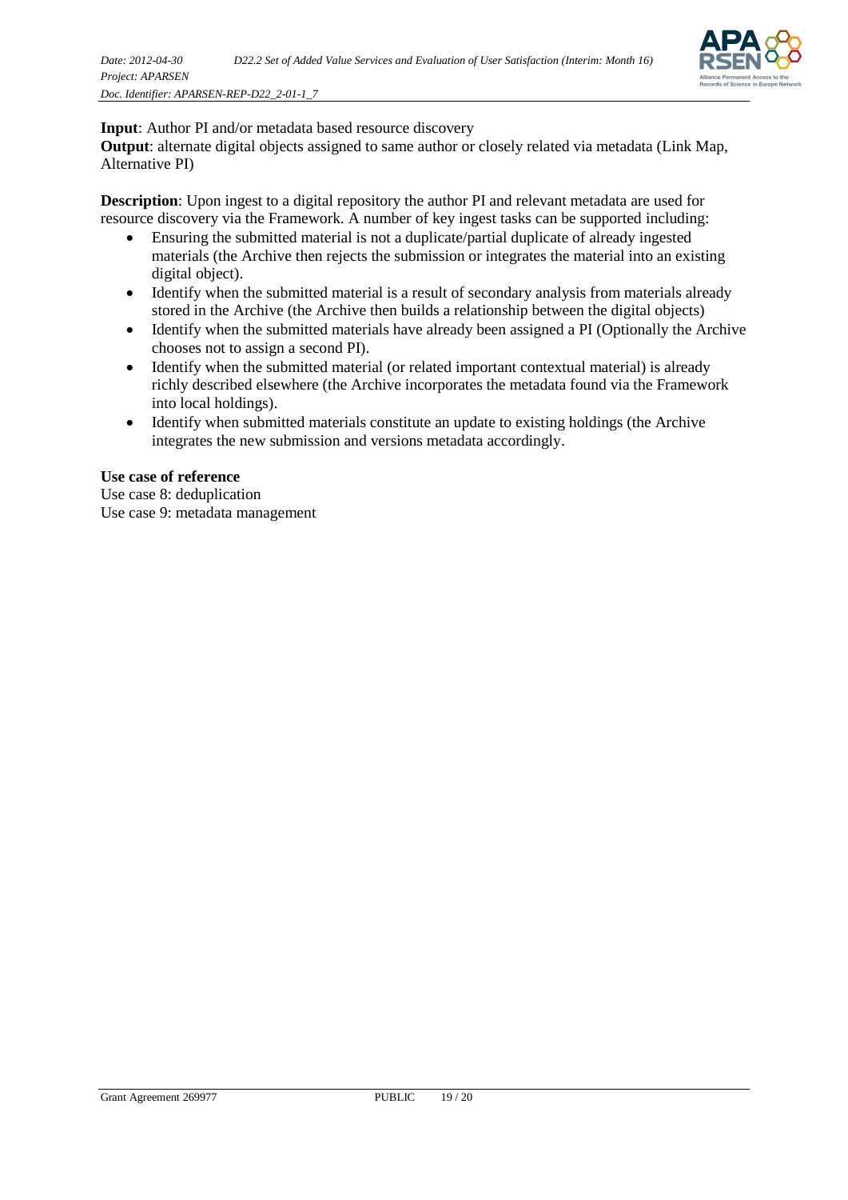**Input**: Author PI and/or metadata based resource discovery

**Output**: alternate digital objects assigned to same author or closely related via metadata (Link Map, Alternative PI)

**Description**: Upon ingest to a digital repository the author PI and relevant metadata are used for resource discovery via the Framework. A number of key ingest tasks can be supported including:

- Ensuring the submitted material is not a duplicate/partial duplicate of already ingested materials (the Archive then rejects the submission or integrates the material into an existing digital object).
- Identify when the submitted material is a result of secondary analysis from materials already stored in the Archive (the Archive then builds a relationship between the digital objects)
- Identify when the submitted materials have already been assigned a PI (Optionally the Archive chooses not to assign a second PI).
- Identify when the submitted material (or related important contextual material) is already richly described elsewhere (the Archive incorporates the metadata found via the Framework into local holdings).
- Identify when submitted materials constitute an update to existing holdings (the Archive integrates the new submission and versions metadata accordingly.

**Use case of reference**

Use case 8: deduplication

Use case 9: metadata management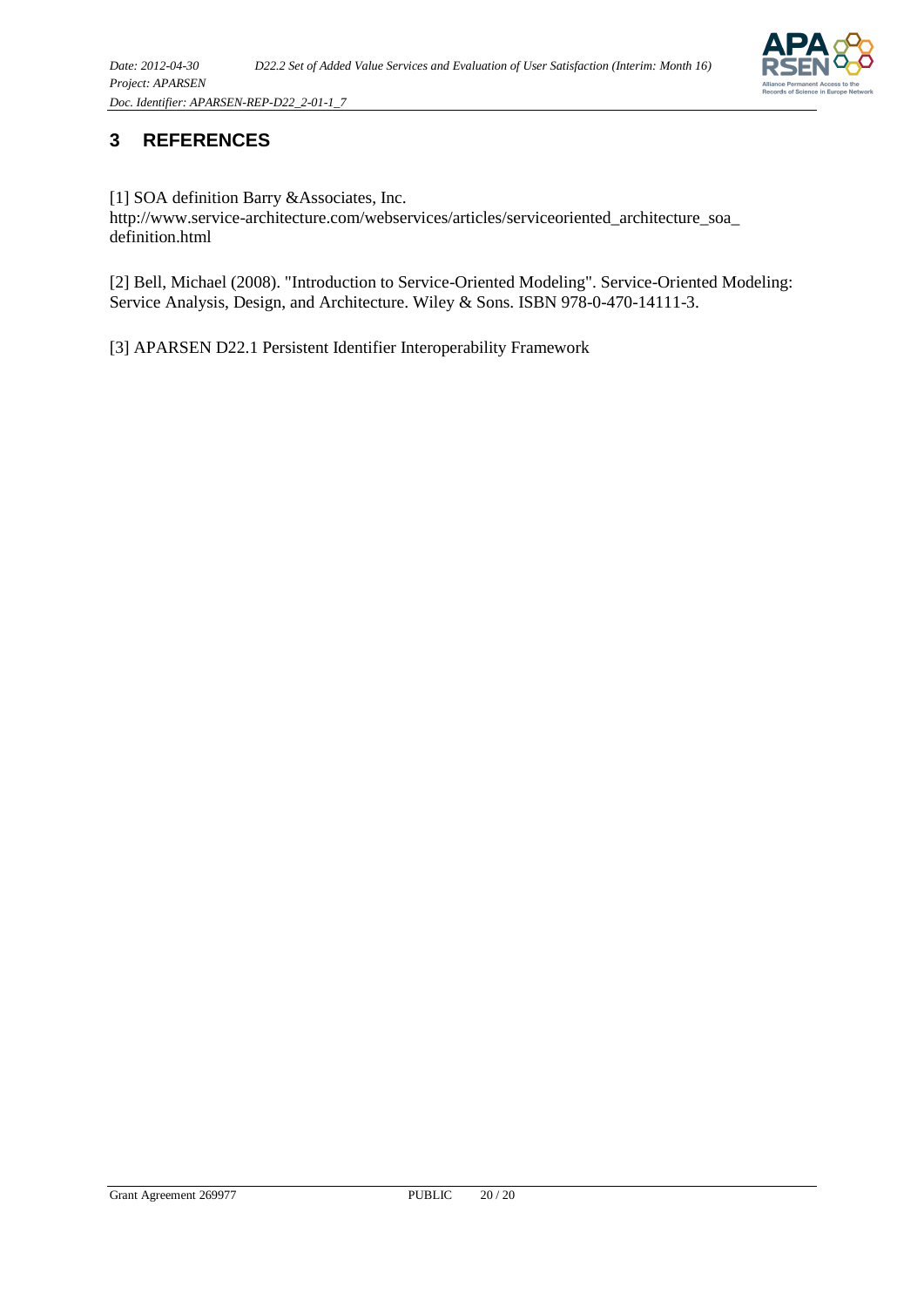# 3 REFERENCES

[1] SOA definition Barry &Associates, Inc.
http://www.service-architecture.com/webservices/articles/serviceoriented_architecture_soa_definition.html

[2] Bell, Michael (2008). "Introduction to Service-Oriented Modeling". Service-Oriented Modeling: Service Analysis, Design, and Architecture. Wiley & Sons. ISBN 978-0-470-14111-3.

[3] APARSEN D22.1 Persistent Identifier Interoperability Framework